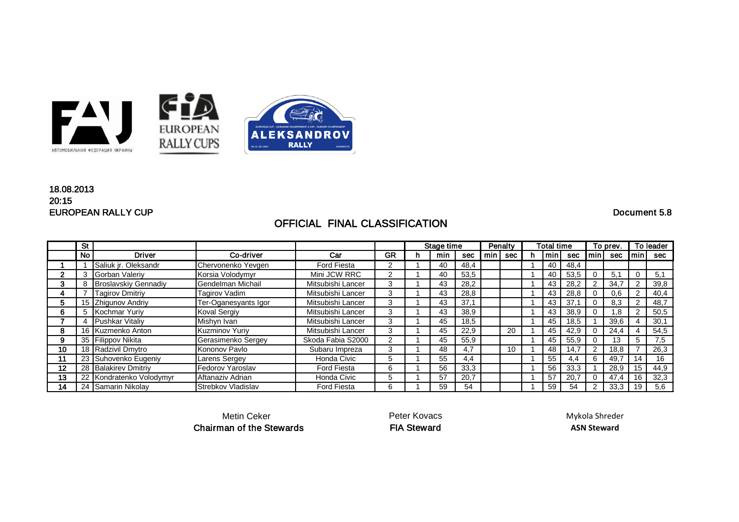18.08.2013
20:15
EUROPEAN RALLY CUP

Document 5.8

## OFFICIAL FINAL CLASSIFICATION

| | St | | | | | Stage time | | | Penalty | | Total time | | | To prev. | | To leader | |
|---|---|---|---|---|---|---|---|---|---|---|---|---|---|---|---|---|---|
| | No | Driver | Co-driver | Car | GR | h | min | sec | min | sec | h | min | sec | min | sec | min | sec |
| 1 | 1 | Saliuk jr. Oleksandr | Chervonenko Yevgen | Ford Fiesta | 2 | 1 | 40 | 48,4 | | | 1 | 40 | 48,4 | | | | |
| 2 | 3 | Gorban Valeriy | Korsia Volodymyr | Mini JCW RRC | 2 | 1 | 40 | 53,5 | | | 1 | 40 | 53,5 | 0 | 5,1 | 0 | 5,1 |
| 3 | 8 | Broslavskiy Gennadiy | Gendelman Michail | Mitsubishi Lancer | 3 | 1 | 43 | 28,2 | | | 1 | 43 | 28,2 | 2 | 34,7 | 2 | 39,8 |
| 4 | 7 | Tagirov Dmitriy | Tagirov Vadim | Mitsubishi Lancer | 3 | 1 | 43 | 28,8 | | | 1 | 43 | 28,8 | 0 | 0,6 | 2 | 40,4 |
| 5 | 15 | Zhigunov Andriy | Ter-Oganesyants Igor | Mitsubishi Lancer | 3 | 1 | 43 | 37,1 | | | 1 | 43 | 37,1 | 0 | 8,3 | 2 | 48,7 |
| 6 | 5 | Kochmar Yuriy | Koval Sergiy | Mitsubishi Lancer | 3 | 1 | 43 | 38,9 | | | 1 | 43 | 38,9 | 0 | 1,8 | 2 | 50,5 |
| 7 | 4 | Pushkar Vitaliy | Mishyn Ivan | Mitsubishi Lancer | 3 | 1 | 45 | 18,5 | | | 1 | 45 | 18,5 | 1 | 39,6 | 4 | 30,1 |
| 8 | 16 | Kuzmenko Anton | Kuzminov Yuriy | Mitsubishi Lancer | 3 | 1 | 45 | 22,9 | | 20 | 1 | 45 | 42,9 | 0 | 24,4 | 4 | 54,5 |
| 9 | 35 | Filippov Nikita | Gerasimenko Sergey | Skoda Fabia S2000 | 2 | 1 | 45 | 55,9 | | | 1 | 45 | 55,9 | 0 | 13 | 5 | 7,5 |
| 10 | 18 | Radzivil Dmytro | Kononov Pavlo | Subaru Impreza | 3 | 1 | 48 | 4,7 | | 10 | 1 | 48 | 14,7 | 2 | 18,8 | 7 | 26,3 |
| 11 | 23 | Suhovenko Eugeniy | Larens Sergey | Honda Civic | 5 | 1 | 55 | 4,4 | | | 1 | 55 | 4,4 | 6 | 49,7 | 14 | 16 |
| 12 | 28 | Balakirev Dmitriy | Fedorov Yaroslav | Ford Fiesta | 6 | 1 | 56 | 33,3 | | | 1 | 56 | 33,3 | 1 | 28,9 | 15 | 44,9 |
| 13 | 22 | Kondratenko Volodymyr | Aftanaziv Adrian | Honda Civic | 5 | 1 | 57 | 20,7 | | | 1 | 57 | 20,7 | 0 | 47,4 | 16 | 32,3 |
| 14 | 24 | Samarin Nikolay | Strebkov Vladislav | Ford Fiesta | 6 | 1 | 59 | 54 | | | 1 | 59 | 54 | 2 | 33,3 | 19 | 5,6 |

Metin Ceker
**Chairman of the Stewards**

Peter Kovacs
**FIA Steward**

Mykola Shreder
**ASN Steward**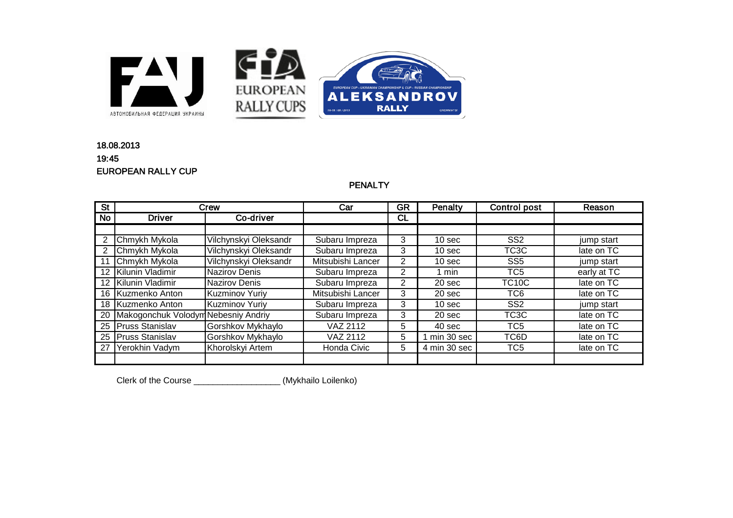18.08.2013

19:45

EUROPEAN RALLY CUP

## PENALTY

| St No | Crew Driver | Co-driver | Car | GR CL | Penalty | Control post | Reason |
|---|---|---|---|---|---|---|---|
| | | | | | | | |
| 2 | Chmykh Mykola | Vilchynskyi Oleksandr | Subaru Impreza | 3 | 10 sec | SS2 | jump start |
| 2 | Chmykh Mykola | Vilchynskyi Oleksandr | Subaru Impreza | 3 | 10 sec | TC3C | late on TC |
| 11 | Chmykh Mykola | Vilchynskyi Oleksandr | Mitsubishi Lancer | 2 | 10 sec | SS5 | jump start |
| 12 | Kilunin Vladimir | Nazirov Denis | Subaru Impreza | 2 | 1 min | TC5 | early at TC |
| 12 | Kilunin Vladimir | Nazirov Denis | Subaru Impreza | 2 | 20 sec | TC10C | late on TC |
| 16 | Kuzmenko Anton | Kuzminov Yuriy | Mitsubishi Lancer | 3 | 20 sec | TC6 | late on TC |
| 18 | Kuzmenko Anton | Kuzminov Yuriy | Subaru Impreza | 3 | 10 sec | SS2 | jump start |
| 20 | Makogonchuk Volodym | Nebesniy Andriy | Subaru Impreza | 3 | 20 sec | TC3C | late on TC |
| 25 | Pruss Stanislav | Gorshkov Mykhaylo | VAZ 2112 | 5 | 40 sec | TC5 | late on TC |
| 25 | Pruss Stanislav | Gorshkov Mykhaylo | VAZ 2112 | 5 | 1 min 30 sec | TC6D | late on TC |
| 27 | Yerokhin Vadym | Khorolskyi Artem | Honda Civic | 5 | 4 min 30 sec | TC5 | late on TC |
| | | | | | | | |

Clerk of the Course __________________ (Mykhailo Loilenko)